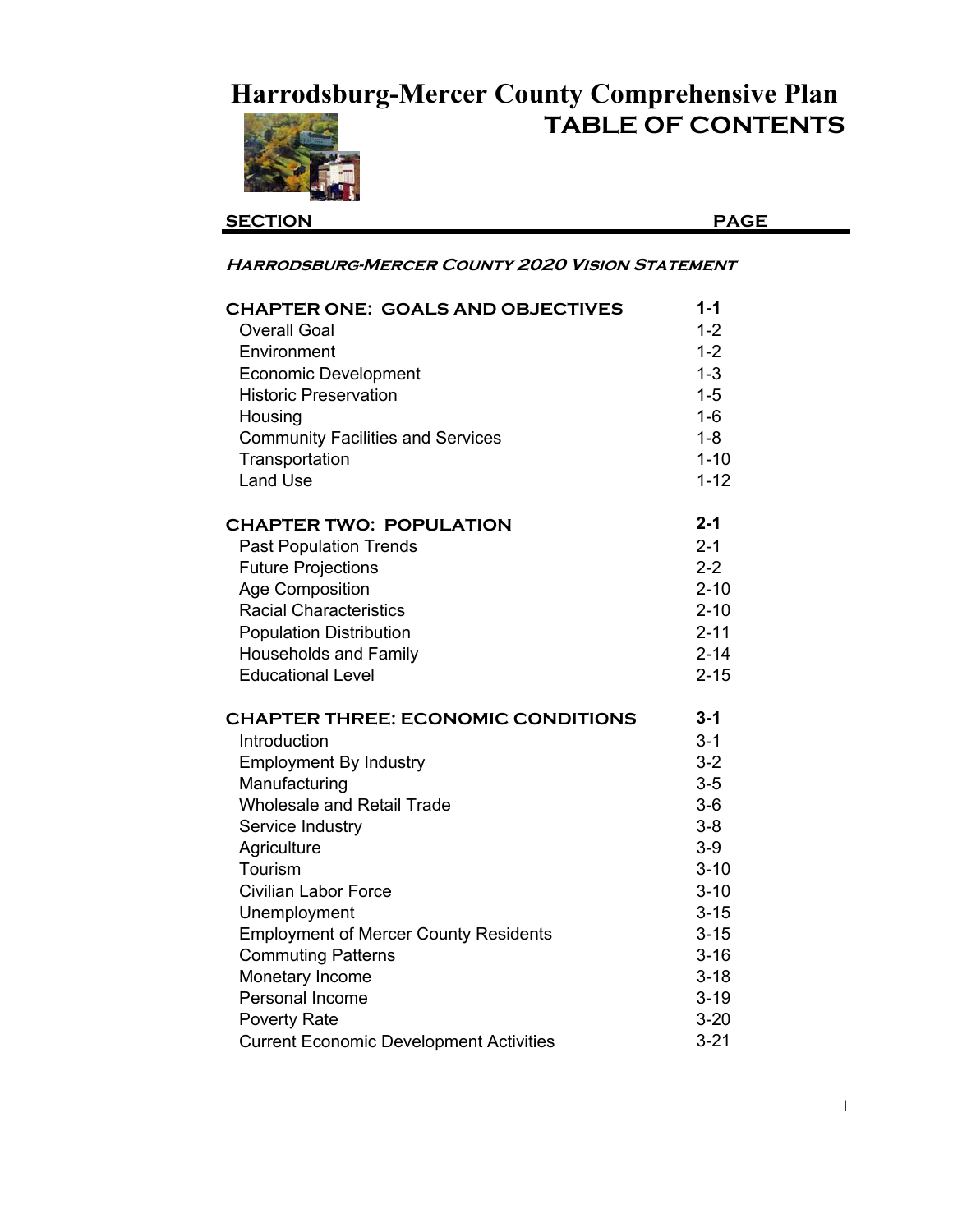# Harrodsburg-Mercer County Comprehensive Plan

## TABLE OF CONTENTS

| SECTION | PAGE |
|---|---|
| ***Harrodsburg-Mercer County 2020 Vision Statement*** | |
| **CHAPTER ONE: GOALS AND OBJECTIVES** | **1-1** |
| Overall Goal | 1-2 |
| Environment | 1-2 |
| Economic Development | 1-3 |
| Historic Preservation | 1-5 |
| Housing | 1-6 |
| Community Facilities and Services | 1-8 |
| Transportation | 1-10 |
| Land Use | 1-12 |
| **CHAPTER TWO: POPULATION** | **2-1** |
| Past Population Trends | 2-1 |
| Future Projections | 2-2 |
| Age Composition | 2-10 |
| Racial Characteristics | 2-10 |
| Population Distribution | 2-11 |
| Households and Family | 2-14 |
| Educational Level | 2-15 |
| **CHAPTER THREE: ECONOMIC CONDITIONS** | **3-1** |
| Introduction | 3-1 |
| Employment By Industry | 3-2 |
| Manufacturing | 3-5 |
| Wholesale and Retail Trade | 3-6 |
| Service Industry | 3-8 |
| Agriculture | 3-9 |
| Tourism | 3-10 |
| Civilian Labor Force | 3-10 |
| Unemployment | 3-15 |
| Employment of Mercer County Residents | 3-15 |
| Commuting Patterns | 3-16 |
| Monetary Income | 3-18 |
| Personal Income | 3-19 |
| Poverty Rate | 3-20 |
| Current Economic Development Activities | 3-21 |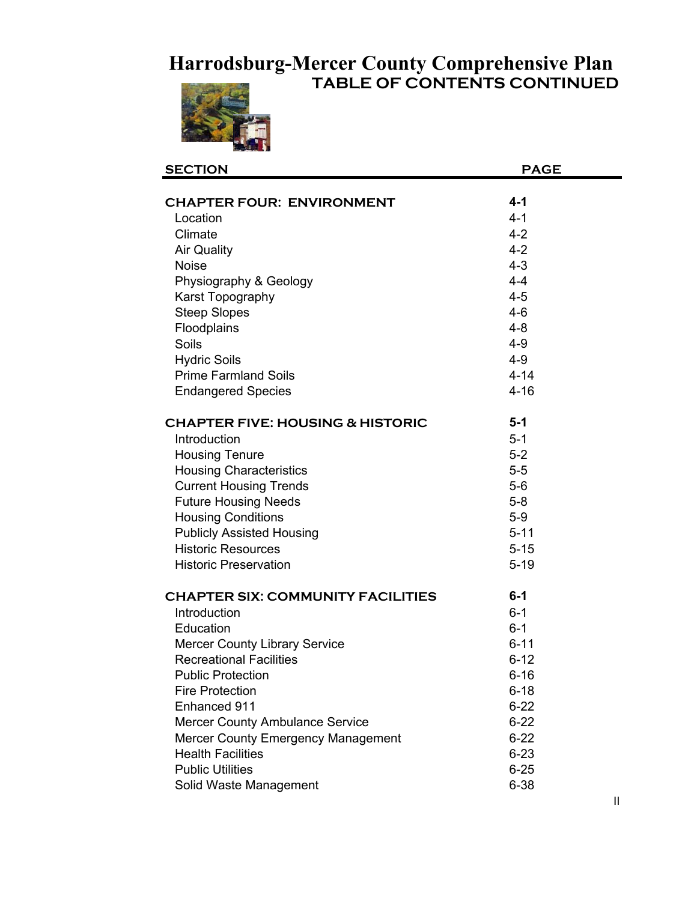# Harrodsburg-Mercer County Comprehensive Plan

## TABLE OF CONTENTS CONTINUED

| SECTION | PAGE |
|---|---|
| **CHAPTER FOUR: ENVIRONMENT** | **4-1** |
| Location | 4-1 |
| Climate | 4-2 |
| Air Quality | 4-2 |
| Noise | 4-3 |
| Physiography & Geology | 4-4 |
| Karst Topography | 4-5 |
| Steep Slopes | 4-6 |
| Floodplains | 4-8 |
| Soils | 4-9 |
| Hydric Soils | 4-9 |
| Prime Farmland Soils | 4-14 |
| Endangered Species | 4-16 |
| **CHAPTER FIVE: HOUSING & HISTORIC** | **5-1** |
| Introduction | 5-1 |
| Housing Tenure | 5-2 |
| Housing Characteristics | 5-5 |
| Current Housing Trends | 5-6 |
| Future Housing Needs | 5-8 |
| Housing Conditions | 5-9 |
| Publicly Assisted Housing | 5-11 |
| Historic Resources | 5-15 |
| Historic Preservation | 5-19 |
| **CHAPTER SIX: COMMUNITY FACILITIES** | **6-1** |
| Introduction | 6-1 |
| Education | 6-1 |
| Mercer County Library Service | 6-11 |
| Recreational Facilities | 6-12 |
| Public Protection | 6-16 |
| Fire Protection | 6-18 |
| Enhanced 911 | 6-22 |
| Mercer County Ambulance Service | 6-22 |
| Mercer County Emergency Management | 6-22 |
| Health Facilities | 6-23 |
| Public Utilities | 6-25 |
| Solid Waste Management | 6-38 |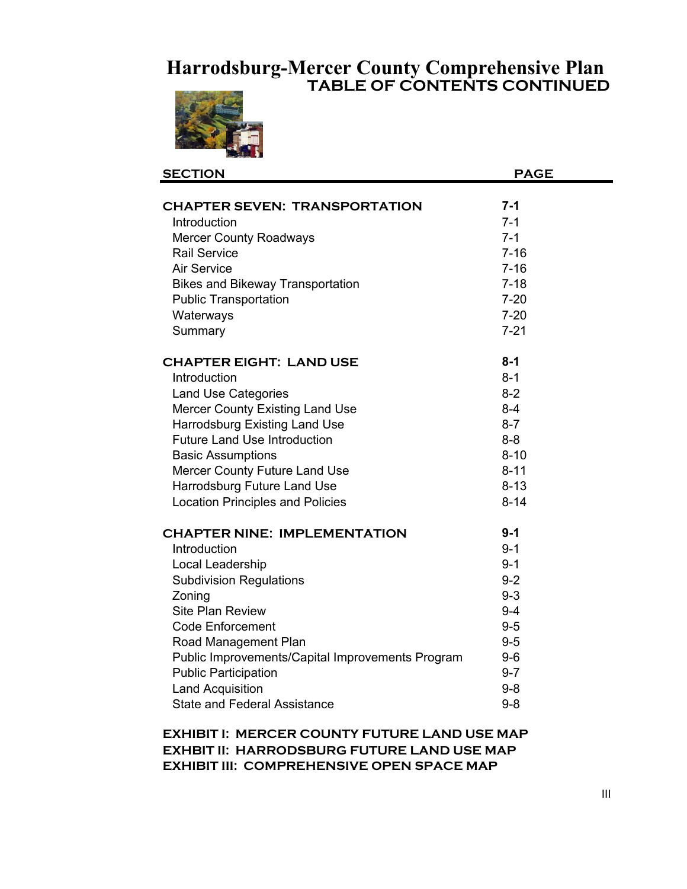# Harrodsburg-Mercer County Comprehensive Plan

## TABLE OF CONTENTS CONTINUED

| SECTION | PAGE |
|---|---|
| **CHAPTER SEVEN: TRANSPORTATION** | **7-1** |
| Introduction | 7-1 |
| Mercer County Roadways | 7-1 |
| Rail Service | 7-16 |
| Air Service | 7-16 |
| Bikes and Bikeway Transportation | 7-18 |
| Public Transportation | 7-20 |
| Waterways | 7-20 |
| Summary | 7-21 |
| **CHAPTER EIGHT: LAND USE** | **8-1** |
| Introduction | 8-1 |
| Land Use Categories | 8-2 |
| Mercer County Existing Land Use | 8-4 |
| Harrodsburg Existing Land Use | 8-7 |
| Future Land Use Introduction | 8-8 |
| Basic Assumptions | 8-10 |
| Mercer County Future Land Use | 8-11 |
| Harrodsburg Future Land Use | 8-13 |
| Location Principles and Policies | 8-14 |
| **CHAPTER NINE: IMPLEMENTATION** | **9-1** |
| Introduction | 9-1 |
| Local Leadership | 9-1 |
| Subdivision Regulations | 9-2 |
| Zoning | 9-3 |
| Site Plan Review | 9-4 |
| Code Enforcement | 9-5 |
| Road Management Plan | 9-5 |
| Public Improvements/Capital Improvements Program | 9-6 |
| Public Participation | 9-7 |
| Land Acquisition | 9-8 |
| State and Federal Assistance | 9-8 |

**EXHBIT I: MERCER COUNTY FUTURE LAND USE MAP**
**EXHBIT II: HARRODSBURG FUTURE LAND USE MAP**
**EXHBIT III: COMPREHENSIVE OPEN SPACE MAP**